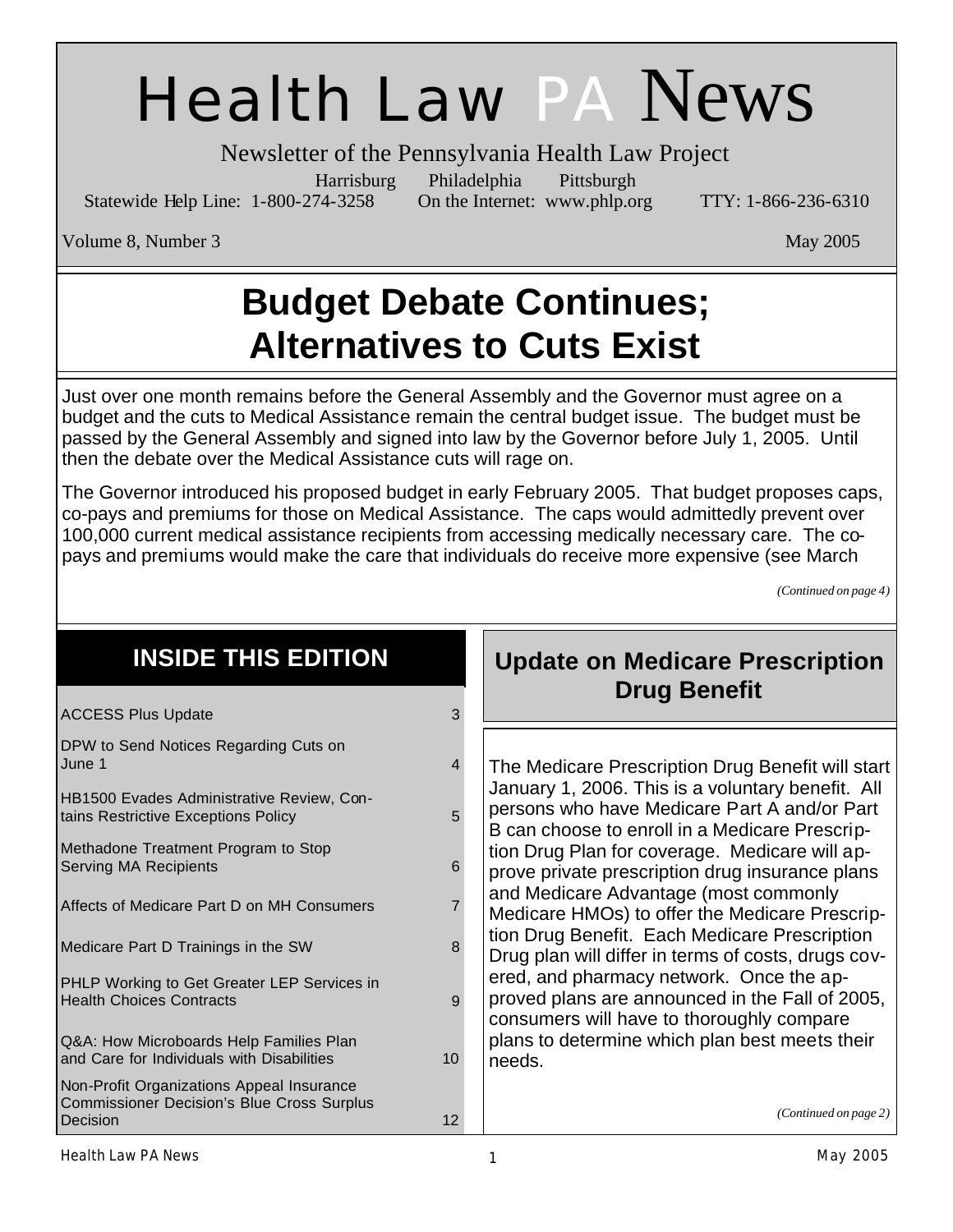# Health Law PA News

Newsletter of the Pennsylvania Health Law Project

Harrisburg Philadelphia Pittsburgh

Statewide Help Line: 1-800-274-3258 On the Internet: www.phlp.org TTY: 1-866-236-6310

Volume 8, Number 3 May 2005

## Budget Debate Continues; Alternatives to Cuts Exist

Just over one month remains before the General Assembly and the Governor must agree on a budget and the cuts to Medical Assistance remain the central budget issue. The budget must be passed by the General Assembly and signed into law by the Governor before July 1, 2005. Until then the debate over the Medical Assistance cuts will rage on.

The Governor introduced his proposed budget in early February 2005. That budget proposes caps, co-pays and premiums for those on Medical Assistance. The caps would admittedly prevent over 100,000 current medical assistance recipients from accessing medically necessary care. The co-pays and premiums would make the care that individuals do receive more expensive (see March

*(Continued on page 4)*

### INSIDE THIS EDITION

| | |
|---|---|
| ACCESS Plus Update | 3 |
| DPW to Send Notices Regarding Cuts on June 1 | 4 |
| HB1500 Evades Administrative Review, Contains Restrictive Exceptions Policy | 5 |
| Methadone Treatment Program to Stop Serving MA Recipients | 6 |
| Affects of Medicare Part D on MH Consumers | 7 |
| Medicare Part D Trainings in the SW | 8 |
| PHLP Working to Get Greater LEP Services in Health Choices Contracts | 9 |
| Q&A: How Microboards Help Families Plan and Care for Individuals with Disabilities | 10 |
| Non-Profit Organizations Appeal Insurance Commissioner Decision's Blue Cross Surplus Decision | 12 |

## Update on Medicare Prescription Drug Benefit

The Medicare Prescription Drug Benefit will start January 1, 2006. This is a voluntary benefit. All persons who have Medicare Part A and/or Part B can choose to enroll in a Medicare Prescription Drug Plan for coverage. Medicare will approve private prescription drug insurance plans and Medicare Advantage (most commonly Medicare HMOs) to offer the Medicare Prescription Drug Benefit. Each Medicare Prescription Drug plan will differ in terms of costs, drugs covered, and pharmacy network. Once the approved plans are announced in the Fall of 2005, consumers will have to thoroughly compare plans to determine which plan best meets their needs.

*(Continued on page 2)*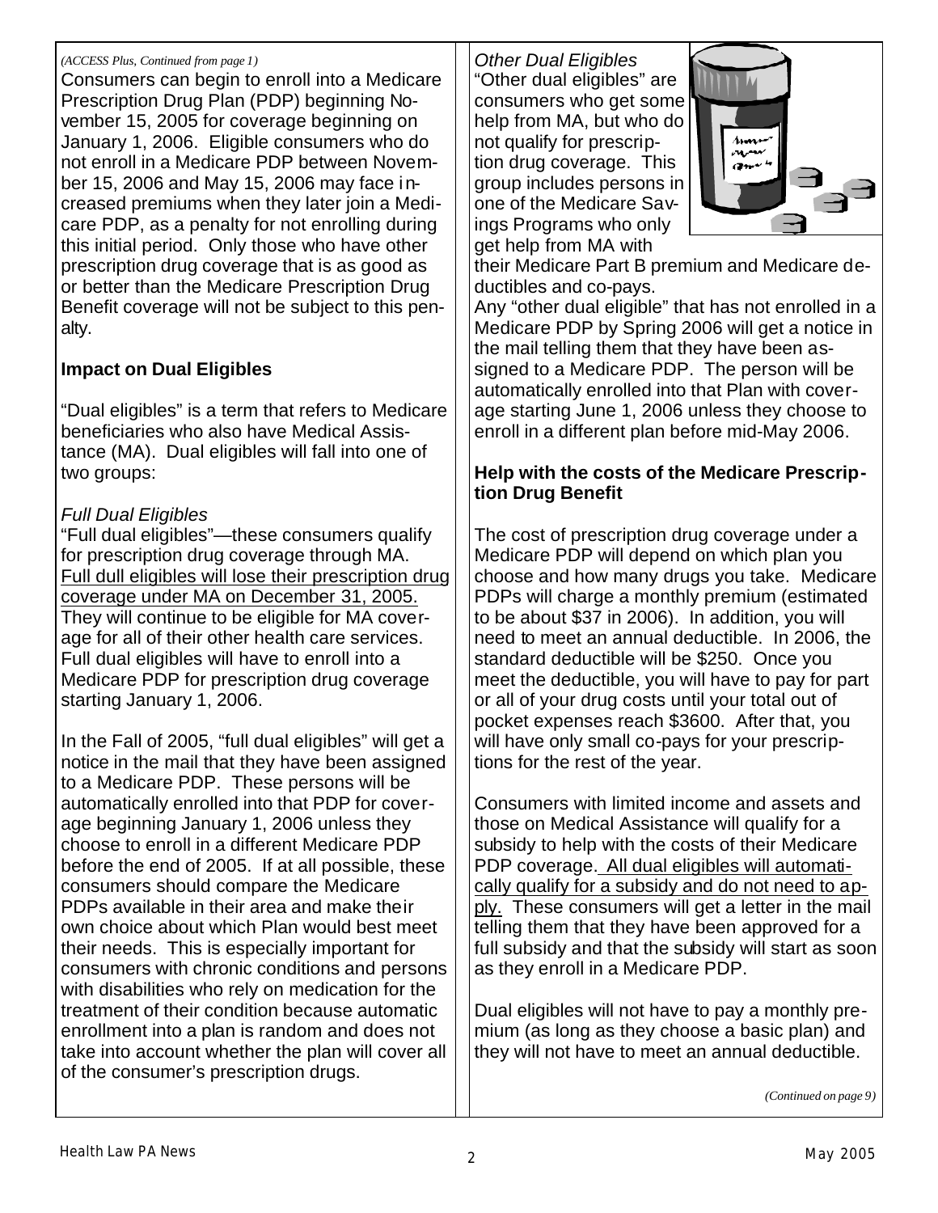*(ACCESS Plus, Continued from page 1)*

Consumers can begin to enroll into a Medicare Prescription Drug Plan (PDP) beginning November 15, 2005 for coverage beginning on January 1, 2006. Eligible consumers who do not enroll in a Medicare PDP between November 15, 2006 and May 15, 2006 may face increased premiums when they later join a Medicare PDP, as a penalty for not enrolling during this initial period. Only those who have other prescription drug coverage that is as good as or better than the Medicare Prescription Drug Benefit coverage will not be subject to this penalty.

**Impact on Dual Eligibles**

"Dual eligibles" is a term that refers to Medicare beneficiaries who also have Medical Assistance (MA). Dual eligibles will fall into one of two groups:

*Full Dual Eligibles*

"Full dual eligibles"—these consumers qualify for prescription drug coverage through MA. Full dull eligibles will lose their prescription drug coverage under MA on December 31, 2005. They will continue to be eligible for MA coverage for all of their other health care services. Full dual eligibles will have to enroll into a Medicare PDP for prescription drug coverage starting January 1, 2006.

In the Fall of 2005, "full dual eligibles" will get a notice in the mail that they have been assigned to a Medicare PDP. These persons will be automatically enrolled into that PDP for coverage beginning January 1, 2006 unless they choose to enroll in a different Medicare PDP before the end of 2005. If at all possible, these consumers should compare the Medicare PDPs available in their area and make their own choice about which Plan would best meet their needs. This is especially important for consumers with chronic conditions and persons with disabilities who rely on medication for the treatment of their condition because automatic enrollment into a plan is random and does not take into account whether the plan will cover all of the consumer's prescription drugs.

*Other Dual Eligibles*

"Other dual eligibles" are consumers who get some help from MA, but who do not qualify for prescription drug coverage. This group includes persons in one of the Medicare Savings Programs who only get help from MA with their Medicare Part B premium and Medicare deductibles and co-pays.

Any "other dual eligible" that has not enrolled in a Medicare PDP by Spring 2006 will get a notice in the mail telling them that they have been assigned to a Medicare PDP. The person will be automatically enrolled into that Plan with coverage starting June 1, 2006 unless they choose to enroll in a different plan before mid-May 2006.

**Help with the costs of the Medicare Prescription Drug Benefit**

The cost of prescription drug coverage under a Medicare PDP will depend on which plan you choose and how many drugs you take. Medicare PDPs will charge a monthly premium (estimated to be about $37 in 2006). In addition, you will need to meet an annual deductible. In 2006, the standard deductible will be $250. Once you meet the deductible, you will have to pay for part or all of your drug costs until your total out of pocket expenses reach $3600. After that, you will have only small co-pays for your prescriptions for the rest of the year.

Consumers with limited income and assets and those on Medical Assistance will qualify for a subsidy to help with the costs of their Medicare PDP coverage. All dual eligibles will automatically qualify for a subsidy and do not need to apply. These consumers will get a letter in the mail telling them that they have been approved for a full subsidy and that the subsidy will start as soon as they enroll in a Medicare PDP.

Dual eligibles will not have to pay a monthly premium (as long as they choose a basic plan) and they will not have to meet an annual deductible.

*(Continued on page 9)*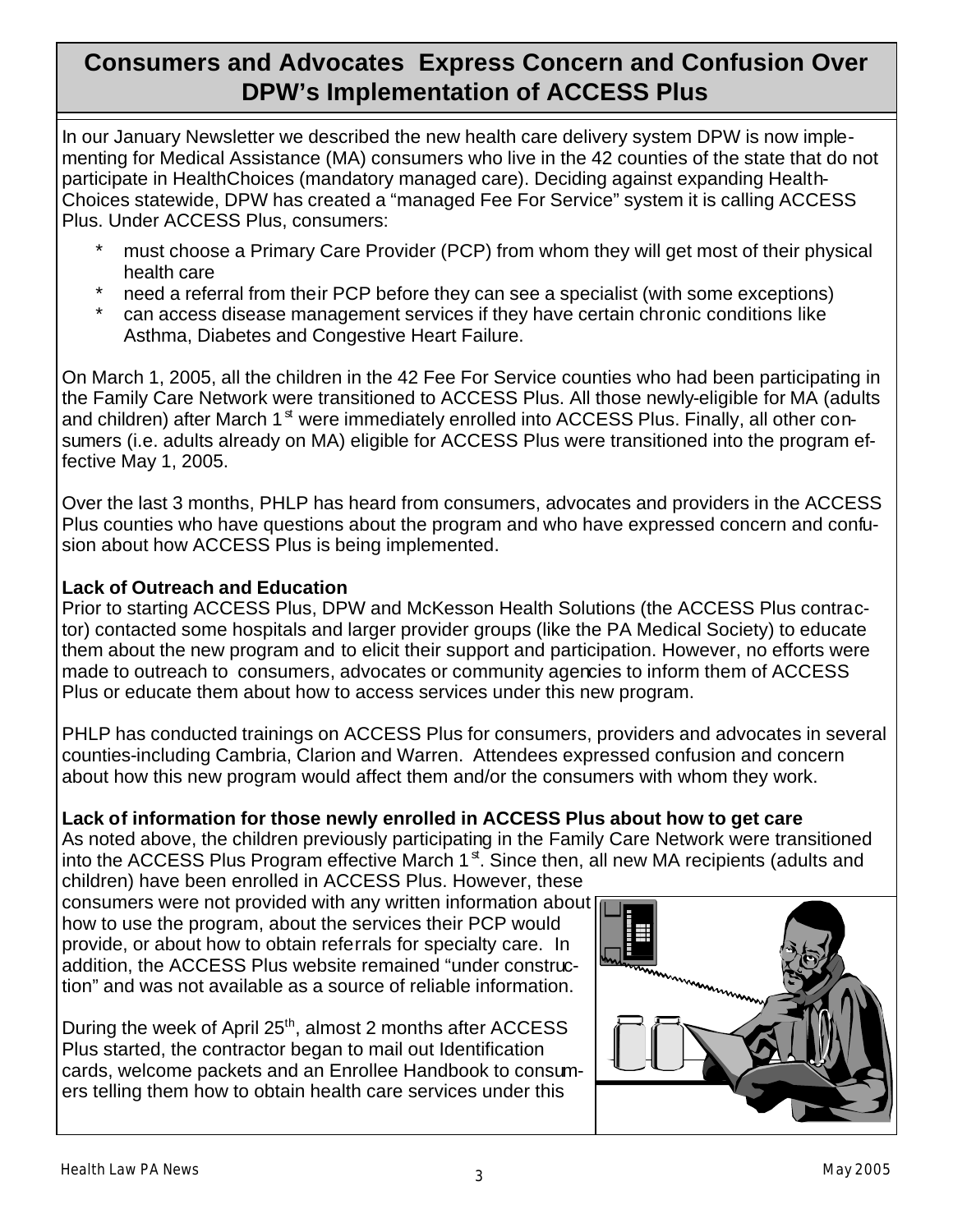## Consumers and Advocates Express Concern and Confusion Over DPW's Implementation of ACCESS Plus

In our January Newsletter we described the new health care delivery system DPW is now implementing for Medical Assistance (MA) consumers who live in the 42 counties of the state that do not participate in HealthChoices (mandatory managed care). Deciding against expanding HealthChoices statewide, DPW has created a "managed Fee For Service" system it is calling ACCESS Plus. Under ACCESS Plus, consumers:

- must choose a Primary Care Provider (PCP) from whom they will get most of their physical health care
- need a referral from their PCP before they can see a specialist (with some exceptions)
- can access disease management services if they have certain chronic conditions like Asthma, Diabetes and Congestive Heart Failure.

On March 1, 2005, all the children in the 42 Fee For Service counties who had been participating in the Family Care Network were transitioned to ACCESS Plus. All those newly-eligible for MA (adults and children) after March 1st were immediately enrolled into ACCESS Plus. Finally, all other consumers (i.e. adults already on MA) eligible for ACCESS Plus were transitioned into the program effective May 1, 2005.

Over the last 3 months, PHLP has heard from consumers, advocates and providers in the ACCESS Plus counties who have questions about the program and who have expressed concern and confusion about how ACCESS Plus is being implemented.

**Lack of Outreach and Education**

Prior to starting ACCESS Plus, DPW and McKesson Health Solutions (the ACCESS Plus contractor) contacted some hospitals and larger provider groups (like the PA Medical Society) to educate them about the new program and to elicit their support and participation. However, no efforts were made to outreach to consumers, advocates or community agencies to inform them of ACCESS Plus or educate them about how to access services under this new program.

PHLP has conducted trainings on ACCESS Plus for consumers, providers and advocates in several counties-including Cambria, Clarion and Warren. Attendees expressed confusion and concern about how this new program would affect them and/or the consumers with whom they work.

**Lack of information for those newly enrolled in ACCESS Plus about how to get care**

As noted above, the children previously participating in the Family Care Network were transitioned into the ACCESS Plus Program effective March 1st. Since then, all new MA recipients (adults and children) have been enrolled in ACCESS Plus. However, these consumers were not provided with any written information about how to use the program, about the services their PCP would provide, or about how to obtain referrals for specialty care. In addition, the ACCESS Plus website remained "under construction" and was not available as a source of reliable information.

During the week of April 25th, almost 2 months after ACCESS Plus started, the contractor began to mail out Identification cards, welcome packets and an Enrollee Handbook to consumers telling them how to obtain health care services under this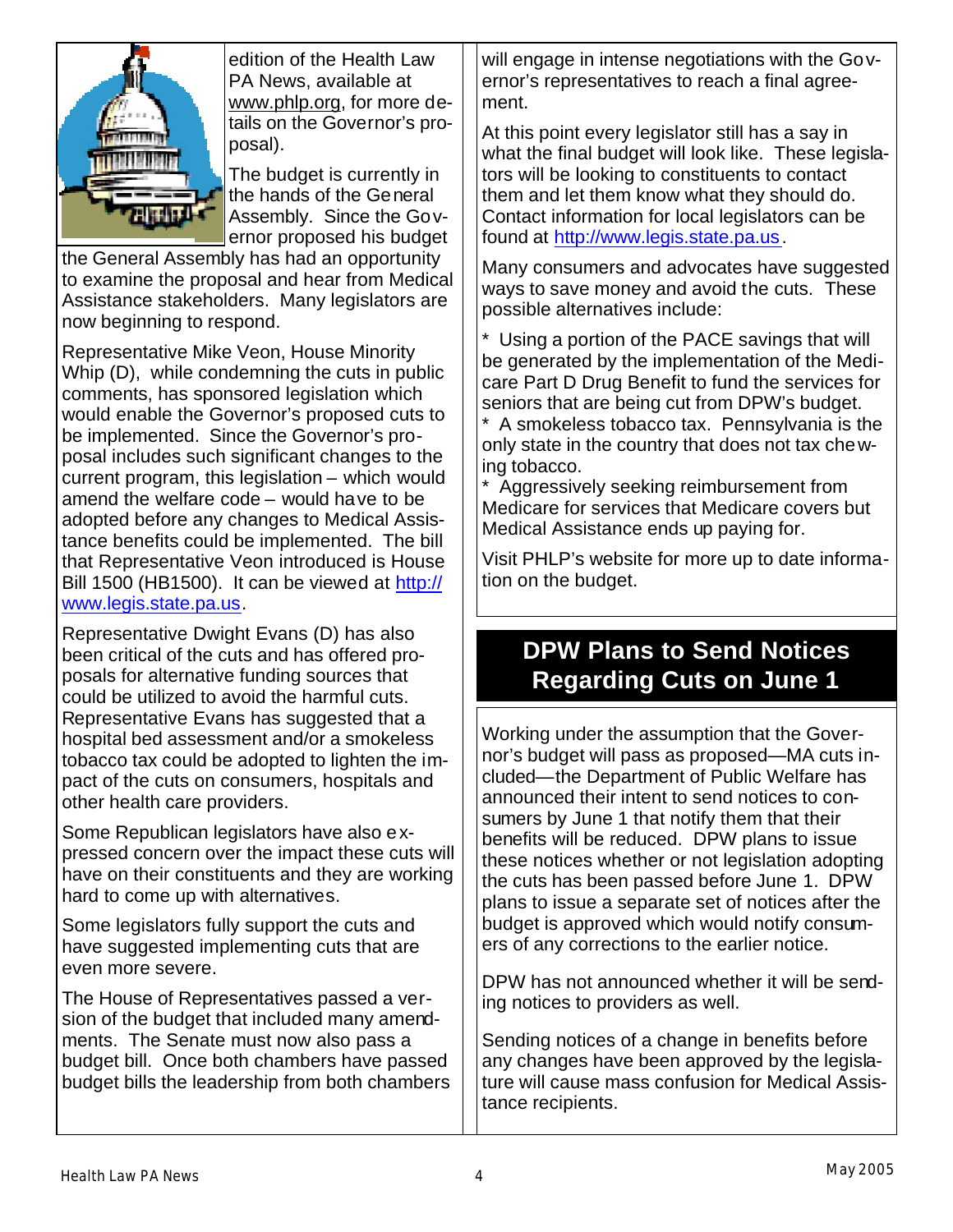edition of the Health Law PA News, available at www.phlp.org, for more details on the Governor's proposal).

The budget is currently in the hands of the General Assembly. Since the Governor proposed his budget the General Assembly has had an opportunity to examine the proposal and hear from Medical Assistance stakeholders. Many legislators are now beginning to respond.

Representative Mike Veon, House Minority Whip (D), while condemning the cuts in public comments, has sponsored legislation which would enable the Governor's proposed cuts to be implemented. Since the Governor's proposal includes such significant changes to the current program, this legislation – which would amend the welfare code – would have to be adopted before any changes to Medical Assistance benefits could be implemented. The bill that Representative Veon introduced is House Bill 1500 (HB1500). It can be viewed at http://www.legis.state.pa.us.

Representative Dwight Evans (D) has also been critical of the cuts and has offered proposals for alternative funding sources that could be utilized to avoid the harmful cuts. Representative Evans has suggested that a hospital bed assessment and/or a smokeless tobacco tax could be adopted to lighten the impact of the cuts on consumers, hospitals and other health care providers.

Some Republican legislators have also expressed concern over the impact these cuts will have on their constituents and they are working hard to come up with alternatives.

Some legislators fully support the cuts and have suggested implementing cuts that are even more severe.

The House of Representatives passed a version of the budget that included many amendments. The Senate must now also pass a budget bill. Once both chambers have passed budget bills the leadership from both chambers will engage in intense negotiations with the Governor's representatives to reach a final agreement.

At this point every legislator still has a say in what the final budget will look like. These legislators will be looking to constituents to contact them and let them know what they should do. Contact information for local legislators can be found at http://www.legis.state.pa.us.

Many consumers and advocates have suggested ways to save money and avoid the cuts. These possible alternatives include:

* Using a portion of the PACE savings that will be generated by the implementation of the Medicare Part D Drug Benefit to fund the services for seniors that are being cut from DPW's budget.
* A smokeless tobacco tax. Pennsylvania is the only state in the country that does not tax chewing tobacco.
* Aggressively seeking reimbursement from Medicare for services that Medicare covers but Medical Assistance ends up paying for.

Visit PHLP's website for more up to date information on the budget.

## DPW Plans to Send Notices Regarding Cuts on June 1

Working under the assumption that the Governor's budget will pass as proposed—MA cuts included—the Department of Public Welfare has announced their intent to send notices to consumers by June 1 that notify them that their benefits will be reduced. DPW plans to issue these notices whether or not legislation adopting the cuts has been passed before June 1. DPW plans to issue a separate set of notices after the budget is approved which would notify consumers of any corrections to the earlier notice.

DPW has not announced whether it will be sending notices to providers as well.

Sending notices of a change in benefits before any changes have been approved by the legislature will cause mass confusion for Medical Assistance recipients.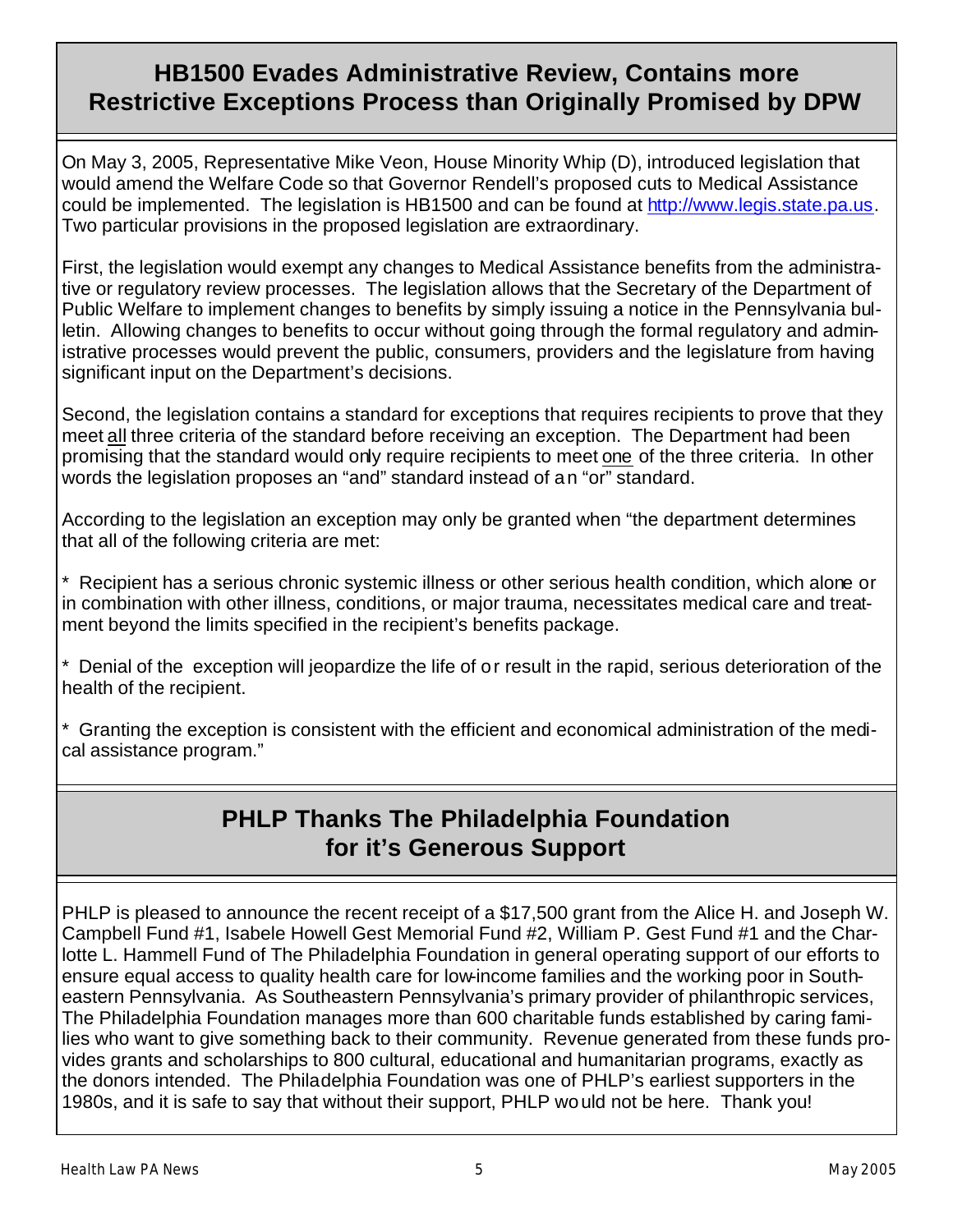## HB1500 Evades Administrative Review, Contains more Restrictive Exceptions Process than Originally Promised by DPW

On May 3, 2005, Representative Mike Veon, House Minority Whip (D), introduced legislation that would amend the Welfare Code so that Governor Rendell's proposed cuts to Medical Assistance could be implemented. The legislation is HB1500 and can be found at http://www.legis.state.pa.us. Two particular provisions in the proposed legislation are extraordinary.

First, the legislation would exempt any changes to Medical Assistance benefits from the administrative or regulatory review processes. The legislation allows that the Secretary of the Department of Public Welfare to implement changes to benefits by simply issuing a notice in the Pennsylvania bulletin. Allowing changes to benefits to occur without going through the formal regulatory and administrative processes would prevent the public, consumers, providers and the legislature from having significant input on the Department's decisions.

Second, the legislation contains a standard for exceptions that requires recipients to prove that they meet <u>all</u> three criteria of the standard before receiving an exception. The Department had been promising that the standard would only require recipients to meet <u>one</u> of the three criteria. In other words the legislation proposes an "and" standard instead of an "or" standard.

According to the legislation an exception may only be granted when "the department determines that all of the following criteria are met:

* Recipient has a serious chronic systemic illness or other serious health condition, which alone or in combination with other illness, conditions, or major trauma, necessitates medical care and treatment beyond the limits specified in the recipient's benefits package.

* Denial of the exception will jeopardize the life of or result in the rapid, serious deterioration of the health of the recipient.

* Granting the exception is consistent with the efficient and economical administration of the medical assistance program."

## PHLP Thanks The Philadelphia Foundation for it's Generous Support

PHLP is pleased to announce the recent receipt of a $17,500 grant from the Alice H. and Joseph W. Campbell Fund #1, Isabele Howell Gest Memorial Fund #2, William P. Gest Fund #1 and the Charlotte L. Hammell Fund of The Philadelphia Foundation in general operating support of our efforts to ensure equal access to quality health care for low-income families and the working poor in Southeastern Pennsylvania. As Southeastern Pennsylvania's primary provider of philanthropic services, The Philadelphia Foundation manages more than 600 charitable funds established by caring families who want to give something back to their community. Revenue generated from these funds provides grants and scholarships to 800 cultural, educational and humanitarian programs, exactly as the donors intended. The Philadelphia Foundation was one of PHLP's earliest supporters in the 1980s, and it is safe to say that without their support, PHLP would not be here. Thank you!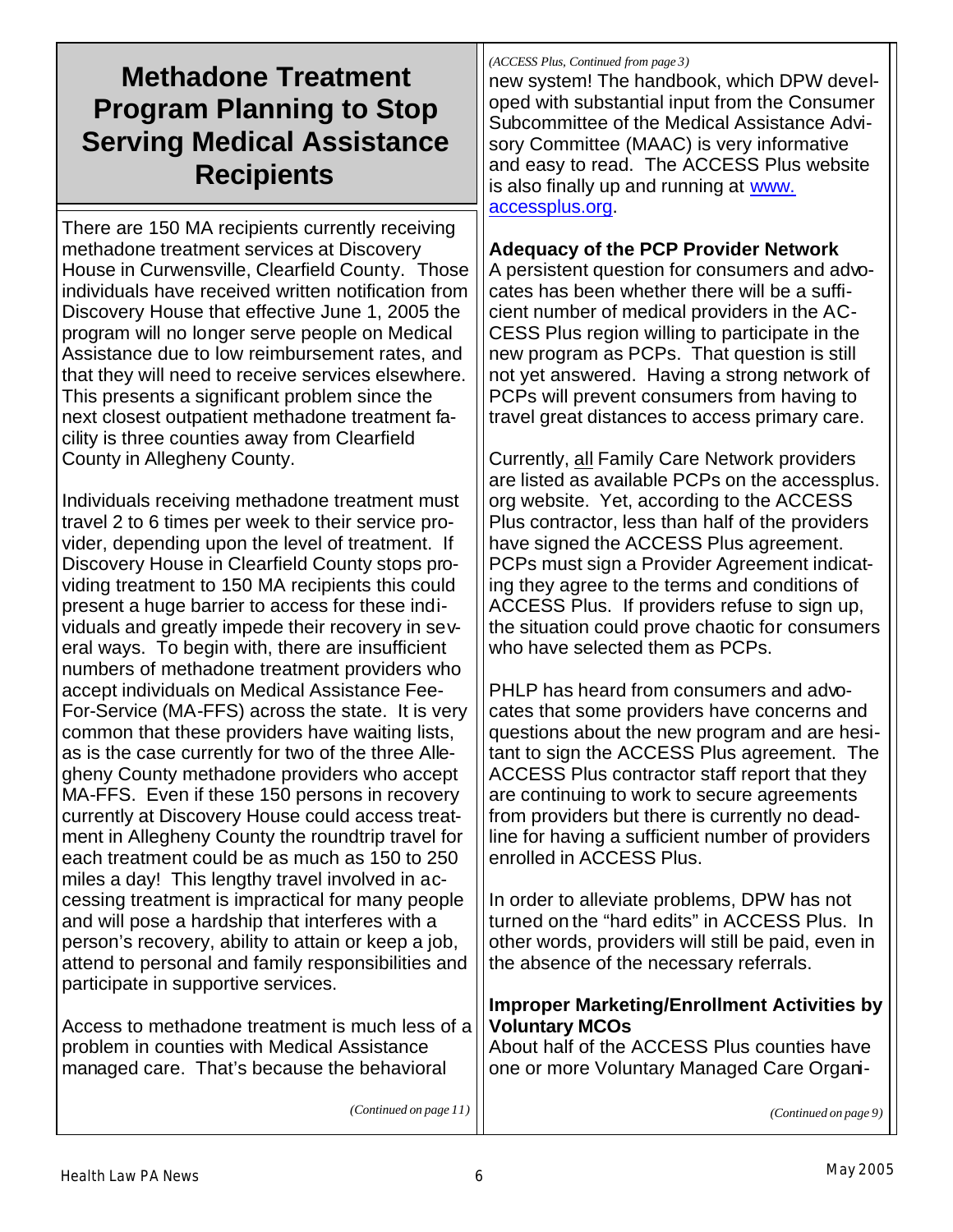# Methadone Treatment Program Planning to Stop Serving Medical Assistance Recipients

There are 150 MA recipients currently receiving methadone treatment services at Discovery House in Curwensville, Clearfield County. Those individuals have received written notification from Discovery House that effective June 1, 2005 the program will no longer serve people on Medical Assistance due to low reimbursement rates, and that they will need to receive services elsewhere. This presents a significant problem since the next closest outpatient methadone treatment facility is three counties away from Clearfield County in Allegheny County.

Individuals receiving methadone treatment must travel 2 to 6 times per week to their service provider, depending upon the level of treatment. If Discovery House in Clearfield County stops providing treatment to 150 MA recipients this could present a huge barrier to access for these individuals and greatly impede their recovery in several ways. To begin with, there are insufficient numbers of methadone treatment providers who accept individuals on Medical Assistance Fee-For-Service (MA-FFS) across the state. It is very common that these providers have waiting lists, as is the case currently for two of the three Allegheny County methadone providers who accept MA-FFS. Even if these 150 persons in recovery currently at Discovery House could access treatment in Allegheny County the roundtrip travel for each treatment could be as much as 150 to 250 miles a day! This lengthy travel involved in accessing treatment is impractical for many people and will pose a hardship that interferes with a person's recovery, ability to attain or keep a job, attend to personal and family responsibilities and participate in supportive services.

Access to methadone treatment is much less of a problem in counties with Medical Assistance managed care. That's because the behavioral

*(Continued on page 11)*

*(ACCESS Plus, Continued from page 3)*

new system! The handbook, which DPW developed with substantial input from the Consumer Subcommittee of the Medical Assistance Advisory Committee (MAAC) is very informative and easy to read. The ACCESS Plus website is also finally up and running at [www.accessplus.org](www.accessplus.org).

**Adequacy of the PCP Provider Network**

A persistent question for consumers and advocates has been whether there will be a sufficient number of medical providers in the ACCESS Plus region willing to participate in the new program as PCPs. That question is still not yet answered. Having a strong network of PCPs will prevent consumers from having to travel great distances to access primary care.

Currently, <u>all</u> Family Care Network providers are listed as available PCPs on the accessplus.org website. Yet, according to the ACCESS Plus contractor, less than half of the providers have signed the ACCESS Plus agreement. PCPs must sign a Provider Agreement indicating they agree to the terms and conditions of ACCESS Plus. If providers refuse to sign up, the situation could prove chaotic for consumers who have selected them as PCPs.

PHLP has heard from consumers and advocates that some providers have concerns and questions about the new program and are hesitant to sign the ACCESS Plus agreement. The ACCESS Plus contractor staff report that they are continuing to work to secure agreements from providers but there is currently no deadline for having a sufficient number of providers enrolled in ACCESS Plus.

In order to alleviate problems, DPW has not turned on the "hard edits" in ACCESS Plus. In other words, providers will still be paid, even in the absence of the necessary referrals.

**Improper Marketing/Enrollment Activities by Voluntary MCOs**

About half of the ACCESS Plus counties have one or more Voluntary Managed Care Organi-

*(Continued on page 9)*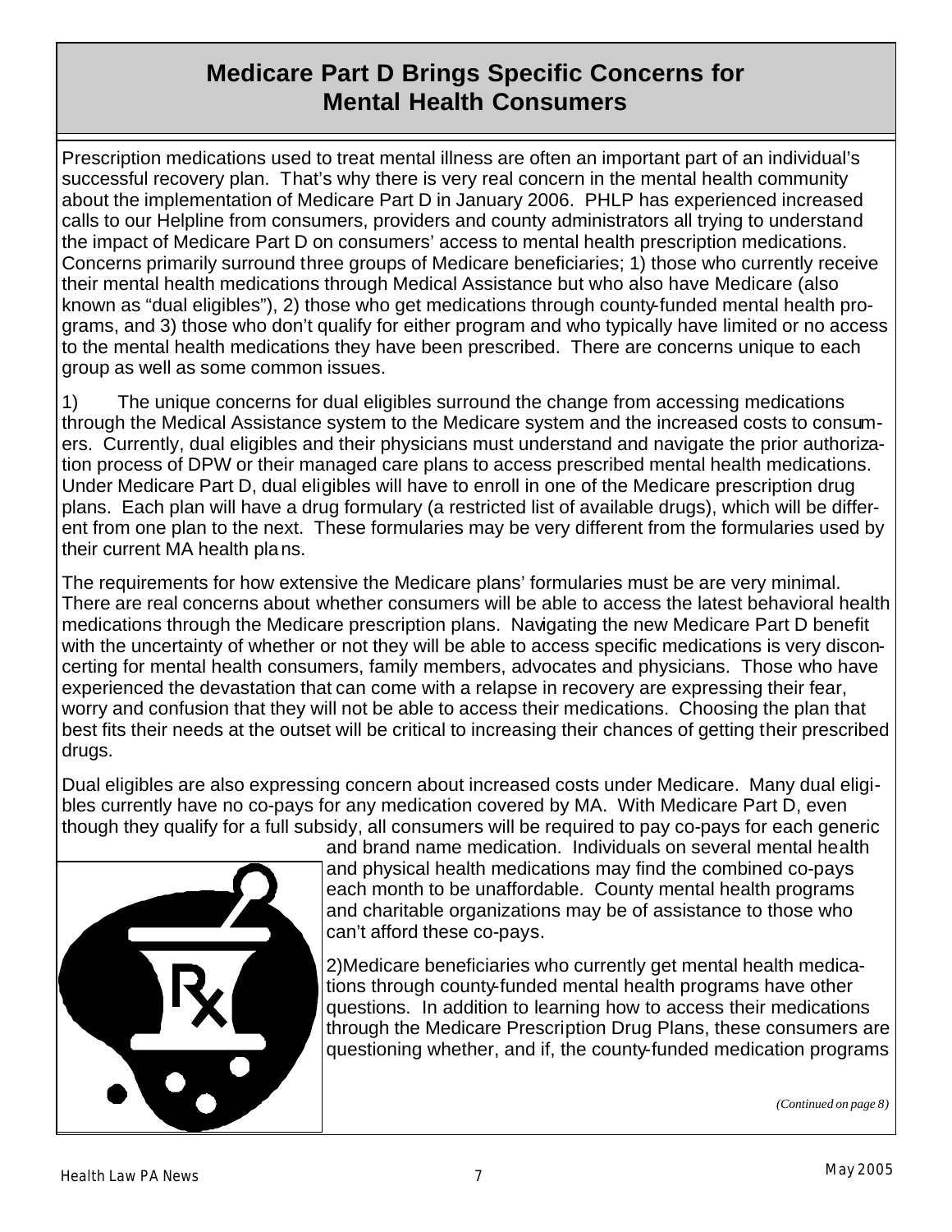## Medicare Part D Brings Specific Concerns for Mental Health Consumers

Prescription medications used to treat mental illness are often an important part of an individual's successful recovery plan. That's why there is very real concern in the mental health community about the implementation of Medicare Part D in January 2006. PHLP has experienced increased calls to our Helpline from consumers, providers and county administrators all trying to understand the impact of Medicare Part D on consumers' access to mental health prescription medications. Concerns primarily surround three groups of Medicare beneficiaries; 1) those who currently receive their mental health medications through Medical Assistance but who also have Medicare (also known as "dual eligibles"), 2) those who get medications through county-funded mental health programs, and 3) those who don't qualify for either program and who typically have limited or no access to the mental health medications they have been prescribed. There are concerns unique to each group as well as some common issues.

1) The unique concerns for dual eligibles surround the change from accessing medications through the Medical Assistance system to the Medicare system and the increased costs to consumers. Currently, dual eligibles and their physicians must understand and navigate the prior authorization process of DPW or their managed care plans to access prescribed mental health medications. Under Medicare Part D, dual eligibles will have to enroll in one of the Medicare prescription drug plans. Each plan will have a drug formulary (a restricted list of available drugs), which will be different from one plan to the next. These formularies may be very different from the formularies used by their current MA health plans.

The requirements for how extensive the Medicare plans' formularies must be are very minimal. There are real concerns about whether consumers will be able to access the latest behavioral health medications through the Medicare prescription plans. Navigating the new Medicare Part D benefit with the uncertainty of whether or not they will be able to access specific medications is very disconcerting for mental health consumers, family members, advocates and physicians. Those who have experienced the devastation that can come with a relapse in recovery are expressing their fear, worry and confusion that they will not be able to access their medications. Choosing the plan that best fits their needs at the outset will be critical to increasing their chances of getting their prescribed drugs.

Dual eligibles are also expressing concern about increased costs under Medicare. Many dual eligibles currently have no co-pays for any medication covered by MA. With Medicare Part D, even though they qualify for a full subsidy, all consumers will be required to pay co-pays for each generic and brand name medication. Individuals on several mental health and physical health medications may find the combined co-pays each month to be unaffordable. County mental health programs and charitable organizations may be of assistance to those who can't afford these co-pays.

2) Medicare beneficiaries who currently get mental health medications through county-funded mental health programs have other questions. In addition to learning how to access their medications through the Medicare Prescription Drug Plans, these consumers are questioning whether, and if, the county-funded medication programs

*(Continued on page 8)*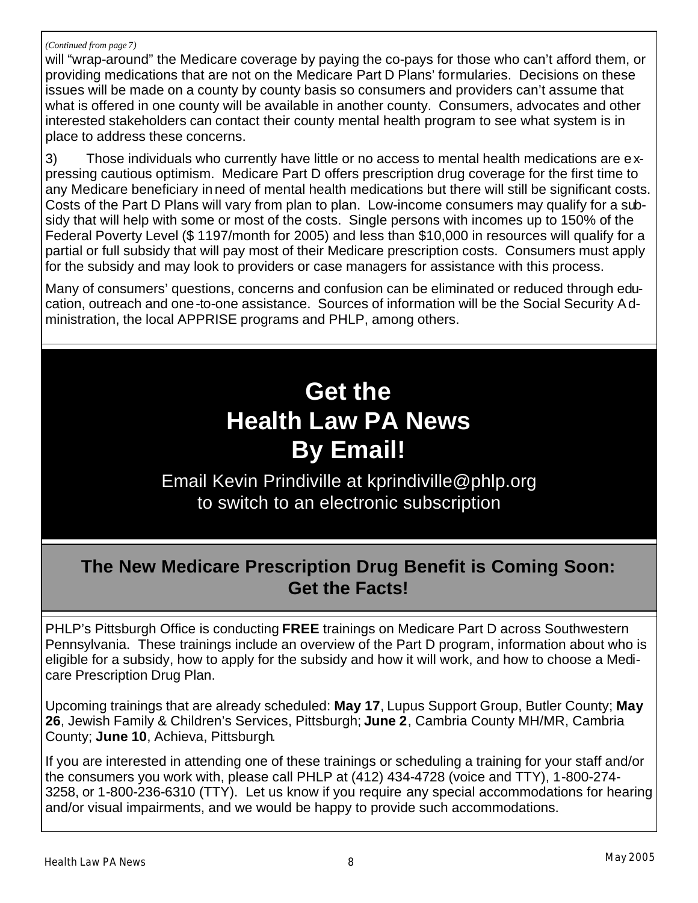*(Continued from page 7)*

will "wrap-around" the Medicare coverage by paying the co-pays for those who can't afford them, or providing medications that are not on the Medicare Part D Plans' formularies. Decisions on these issues will be made on a county by county basis so consumers and providers can't assume that what is offered in one county will be available in another county. Consumers, advocates and other interested stakeholders can contact their county mental health program to see what system is in place to address these concerns.

3) Those individuals who currently have little or no access to mental health medications are expressing cautious optimism. Medicare Part D offers prescription drug coverage for the first time to any Medicare beneficiary in need of mental health medications but there will still be significant costs. Costs of the Part D Plans will vary from plan to plan. Low-income consumers may qualify for a subsidy that will help with some or most of the costs. Single persons with incomes up to 150% of the Federal Poverty Level ($ 1197/month for 2005) and less than $10,000 in resources will qualify for a partial or full subsidy that will pay most of their Medicare prescription costs. Consumers must apply for the subsidy and may look to providers or case managers for assistance with this process.

Many of consumers' questions, concerns and confusion can be eliminated or reduced through education, outreach and one-to-one assistance. Sources of information will be the Social Security Administration, the local APPRISE programs and PHLP, among others.

# Get the Health Law PA News By Email!

Email Kevin Prindiville at kprindiville@phlp.org to switch to an electronic subscription

## The New Medicare Prescription Drug Benefit is Coming Soon: Get the Facts!

PHLP's Pittsburgh Office is conducting **FREE** trainings on Medicare Part D across Southwestern Pennsylvania. These trainings include an overview of the Part D program, information about who is eligible for a subsidy, how to apply for the subsidy and how it will work, and how to choose a Medicare Prescription Drug Plan.

Upcoming trainings that are already scheduled: **May 17**, Lupus Support Group, Butler County; **May 26**, Jewish Family & Children's Services, Pittsburgh; **June 2**, Cambria County MH/MR, Cambria County; **June 10**, Achieva, Pittsburgh.

If you are interested in attending one of these trainings or scheduling a training for your staff and/or the consumers you work with, please call PHLP at (412) 434-4728 (voice and TTY), 1-800-274-3258, or 1-800-236-6310 (TTY). Let us know if you require any special accommodations for hearing and/or visual impairments, and we would be happy to provide such accommodations.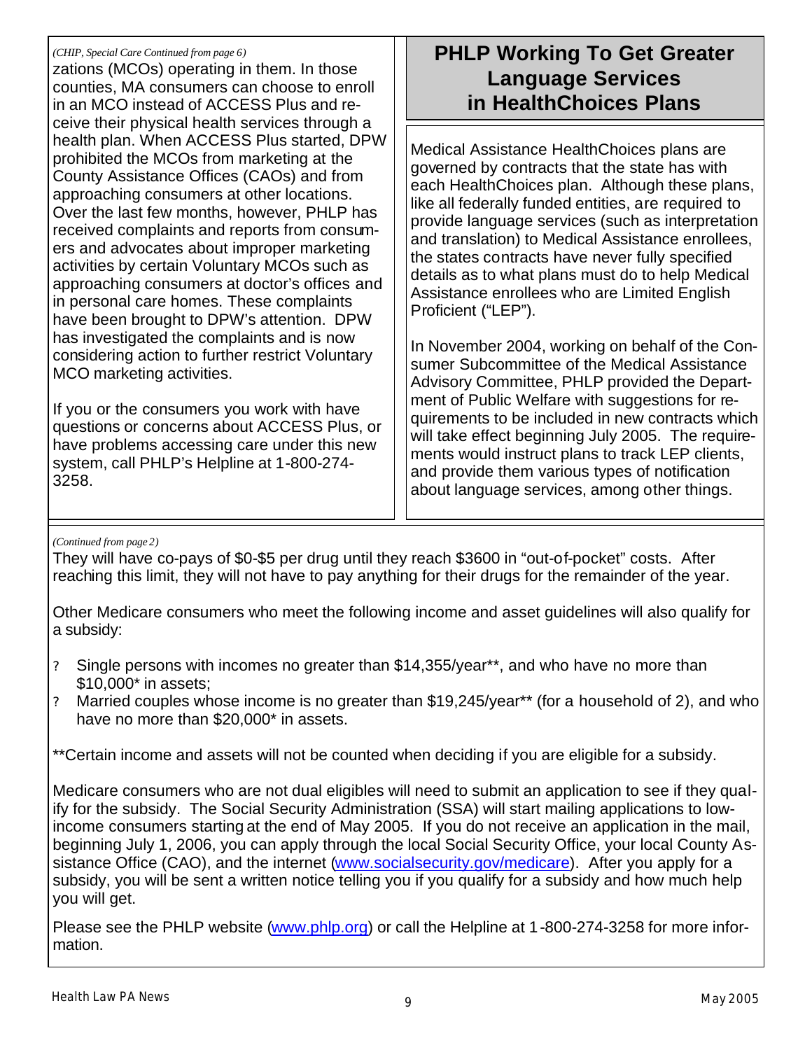*(CHIP, Special Care Continued from page 6)*

zations (MCOs) operating in them. In those counties, MA consumers can choose to enroll in an MCO instead of ACCESS Plus and receive their physical health services through a health plan. When ACCESS Plus started, DPW prohibited the MCOs from marketing at the County Assistance Offices (CAOs) and from approaching consumers at other locations. Over the last few months, however, PHLP has received complaints and reports from consumers and advocates about improper marketing activities by certain Voluntary MCOs such as approaching consumers at doctor's offices and in personal care homes. These complaints have been brought to DPW's attention. DPW has investigated the complaints and is now considering action to further restrict Voluntary MCO marketing activities.

If you or the consumers you work with have questions or concerns about ACCESS Plus, or have problems accessing care under this new system, call PHLP's Helpline at 1-800-274-3258.

## PHLP Working To Get Greater Language Services in HealthChoices Plans

Medical Assistance HealthChoices plans are governed by contracts that the state has with each HealthChoices plan. Although these plans, like all federally funded entities, are required to provide language services (such as interpretation and translation) to Medical Assistance enrollees, the states contracts have never fully specified details as to what plans must do to help Medical Assistance enrollees who are Limited English Proficient ("LEP").

In November 2004, working on behalf of the Consumer Subcommittee of the Medical Assistance Advisory Committee, PHLP provided the Department of Public Welfare with suggestions for requirements to be included in new contracts which will take effect beginning July 2005. The requirements would instruct plans to track LEP clients, and provide them various types of notification about language services, among other things.

*(Continued from page 2)*

They will have co-pays of $0-$5 per drug until they reach $3600 in "out-of-pocket" costs. After reaching this limit, they will not have to pay anything for their drugs for the remainder of the year.

Other Medicare consumers who meet the following income and asset guidelines will also qualify for a subsidy:

- Single persons with incomes no greater than $14,355/year**, and who have no more than $10,000* in assets;
- Married couples whose income is no greater than $19,245/year** (for a household of 2), and who have no more than $20,000* in assets.

**Certain income and assets will not be counted when deciding if you are eligible for a subsidy.

Medicare consumers who are not dual eligibles will need to submit an application to see if they qualify for the subsidy. The Social Security Administration (SSA) will start mailing applications to low-income consumers starting at the end of May 2005. If you do not receive an application in the mail, beginning July 1, 2006, you can apply through the local Social Security Office, your local County Assistance Office (CAO), and the internet (www.socialsecurity.gov/medicare). After you apply for a subsidy, you will be sent a written notice telling you if you qualify for a subsidy and how much help you will get.

Please see the PHLP website (www.phlp.org) or call the Helpline at 1-800-274-3258 for more information.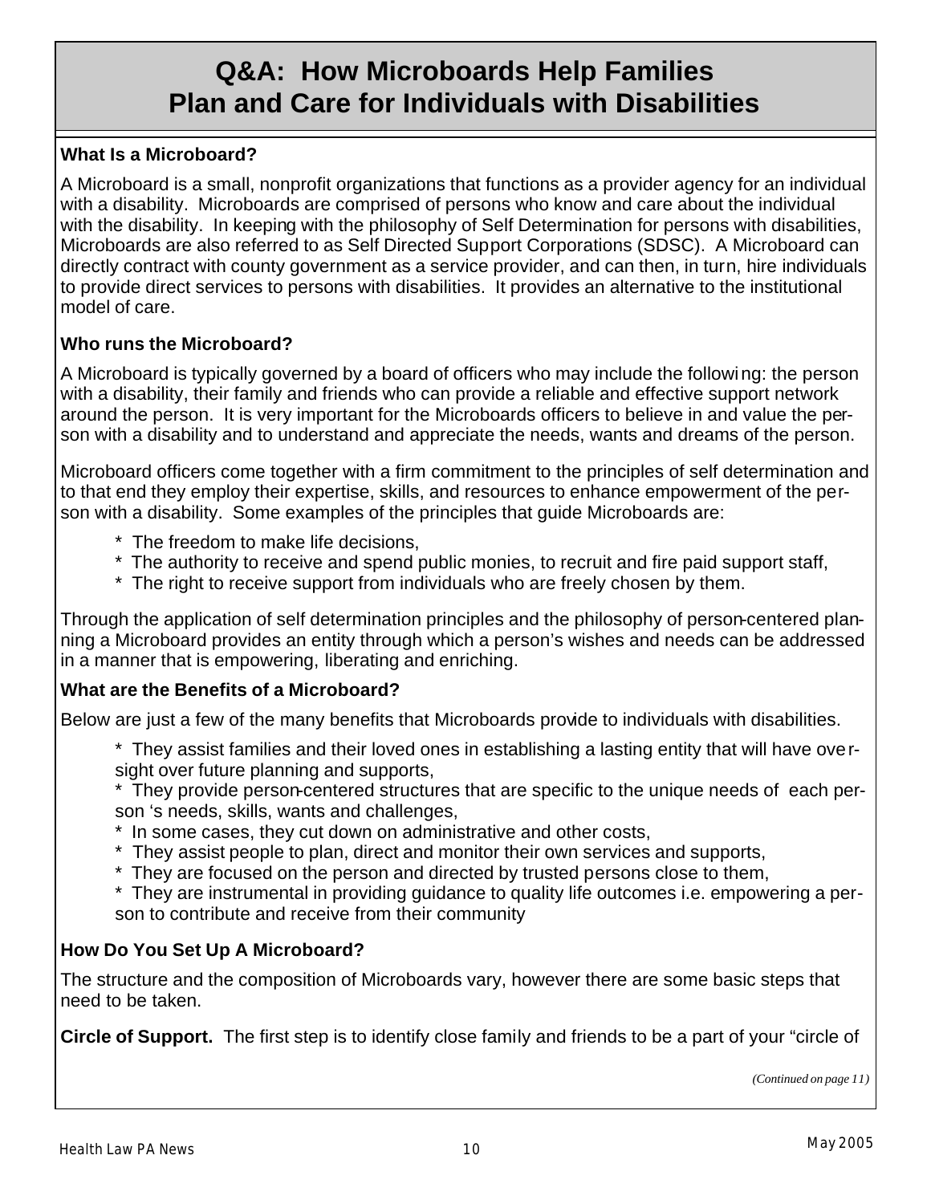# Q&A: How Microboards Help Families Plan and Care for Individuals with Disabilities

**What Is a Microboard?**

A Microboard is a small, nonprofit organizations that functions as a provider agency for an individual with a disability. Microboards are comprised of persons who know and care about the individual with the disability. In keeping with the philosophy of Self Determination for persons with disabilities, Microboards are also referred to as Self Directed Support Corporations (SDSC). A Microboard can directly contract with county government as a service provider, and can then, in turn, hire individuals to provide direct services to persons with disabilities. It provides an alternative to the institutional model of care.

**Who runs the Microboard?**

A Microboard is typically governed by a board of officers who may include the following: the person with a disability, their family and friends who can provide a reliable and effective support network around the person. It is very important for the Microboards officers to believe in and value the person with a disability and to understand and appreciate the needs, wants and dreams of the person.

Microboard officers come together with a firm commitment to the principles of self determination and to that end they employ their expertise, skills, and resources to enhance empowerment of the person with a disability. Some examples of the principles that guide Microboards are:

* The freedom to make life decisions,
* The authority to receive and spend public monies, to recruit and fire paid support staff,
* The right to receive support from individuals who are freely chosen by them.

Through the application of self determination principles and the philosophy of person-centered planning a Microboard provides an entity through which a person's wishes and needs can be addressed in a manner that is empowering, liberating and enriching.

**What are the Benefits of a Microboard?**

Below are just a few of the many benefits that Microboards provide to individuals with disabilities.

* They assist families and their loved ones in establishing a lasting entity that will have oversight over future planning and supports,
* They provide person-centered structures that are specific to the unique needs of each person 's needs, skills, wants and challenges,
* In some cases, they cut down on administrative and other costs,
* They assist people to plan, direct and monitor their own services and supports,
* They are focused on the person and directed by trusted persons close to them,
* They are instrumental in providing guidance to quality life outcomes i.e. empowering a person to contribute and receive from their community

**How Do You Set Up A Microboard?**

The structure and the composition of Microboards vary, however there are some basic steps that need to be taken.

**Circle of Support.** The first step is to identify close family and friends to be a part of your "circle of

*(Continued on page 11)*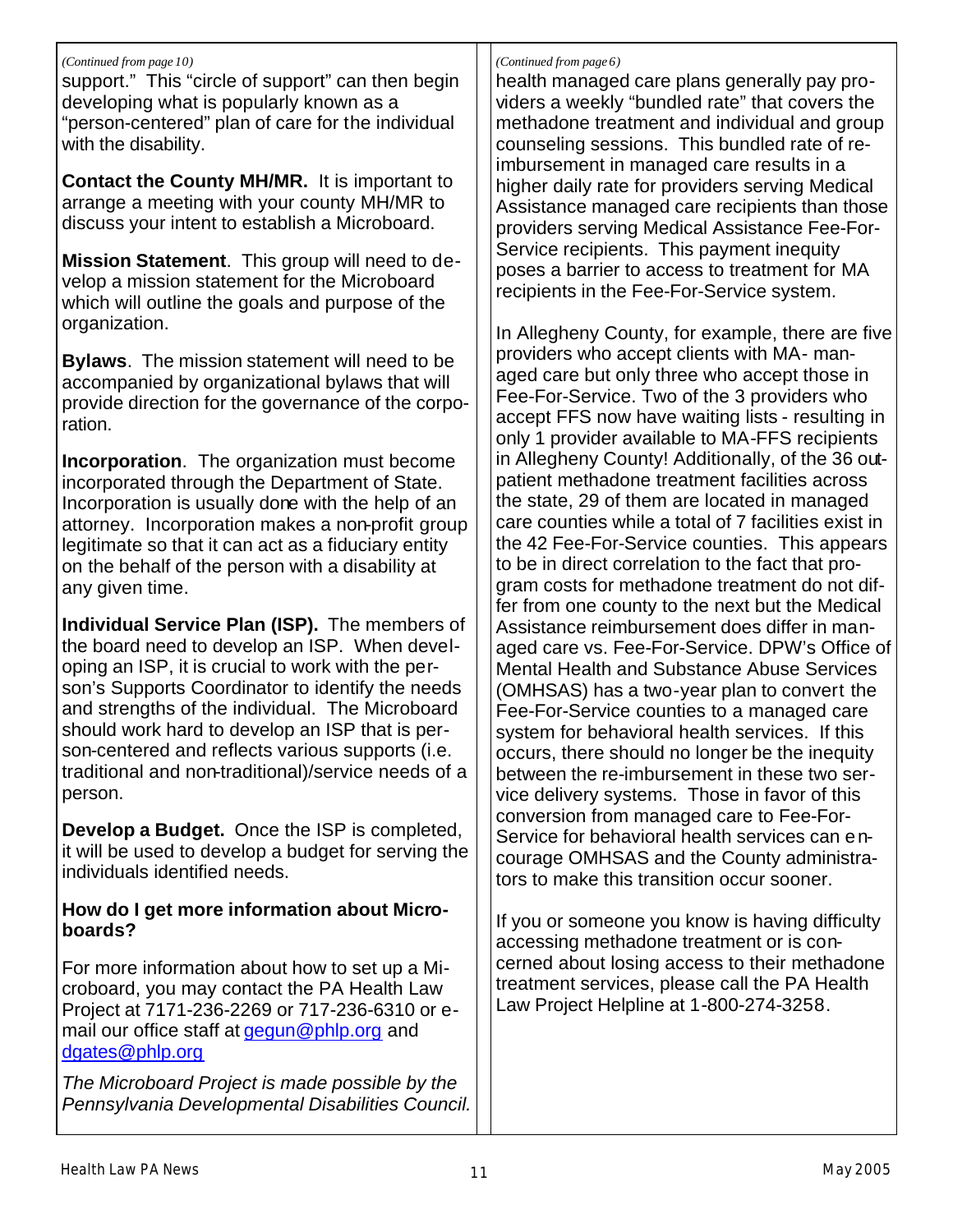*(Continued from page 10)*

support." This "circle of support" can then begin developing what is popularly known as a "person-centered" plan of care for the individual with the disability.

**Contact the County MH/MR.** It is important to arrange a meeting with your county MH/MR to discuss your intent to establish a Microboard.

**Mission Statement**. This group will need to develop a mission statement for the Microboard which will outline the goals and purpose of the organization.

**Bylaws**. The mission statement will need to be accompanied by organizational bylaws that will provide direction for the governance of the corporation.

**Incorporation**. The organization must become incorporated through the Department of State. Incorporation is usually done with the help of an attorney. Incorporation makes a non-profit group legitimate so that it can act as a fiduciary entity on the behalf of the person with a disability at any given time.

**Individual Service Plan (ISP).** The members of the board need to develop an ISP. When developing an ISP, it is crucial to work with the person's Supports Coordinator to identify the needs and strengths of the individual. The Microboard should work hard to develop an ISP that is person-centered and reflects various supports (i.e. traditional and non-traditional)/service needs of a person.

**Develop a Budget.** Once the ISP is completed, it will be used to develop a budget for serving the individuals identified needs.

### How do I get more information about Microboards?

For more information about how to set up a Microboard, you may contact the PA Health Law Project at 7171-236-2269 or 717-236-6310 or e-mail our office staff at gegun@phlp.org and dgates@phlp.org

*The Microboard Project is made possible by the Pennsylvania Developmental Disabilities Council.*

*(Continued from page 6)*

health managed care plans generally pay providers a weekly "bundled rate" that covers the methadone treatment and individual and group counseling sessions. This bundled rate of re-imbursement in managed care results in a higher daily rate for providers serving Medical Assistance managed care recipients than those providers serving Medical Assistance Fee-For-Service recipients. This payment inequity poses a barrier to access to treatment for MA recipients in the Fee-For-Service system.

In Allegheny County, for example, there are five providers who accept clients with MA- managed care but only three who accept those in Fee-For-Service. Two of the 3 providers who accept FFS now have waiting lists - resulting in only 1 provider available to MA-FFS recipients in Allegheny County! Additionally, of the 36 outpatient methadone treatment facilities across the state, 29 of them are located in managed care counties while a total of 7 facilities exist in the 42 Fee-For-Service counties. This appears to be in direct correlation to the fact that program costs for methadone treatment do not differ from one county to the next but the Medical Assistance reimbursement does differ in managed care vs. Fee-For-Service. DPW's Office of Mental Health and Substance Abuse Services (OMHSAS) has a two-year plan to convert the Fee-For-Service counties to a managed care system for behavioral health services. If this occurs, there should no longer be the inequity between the re-imbursement in these two service delivery systems. Those in favor of this conversion from managed care to Fee-For-Service for behavioral health services can encourage OMHSAS and the County administrators to make this transition occur sooner.

If you or someone you know is having difficulty accessing methadone treatment or is concerned about losing access to their methadone treatment services, please call the PA Health Law Project Helpline at 1-800-274-3258.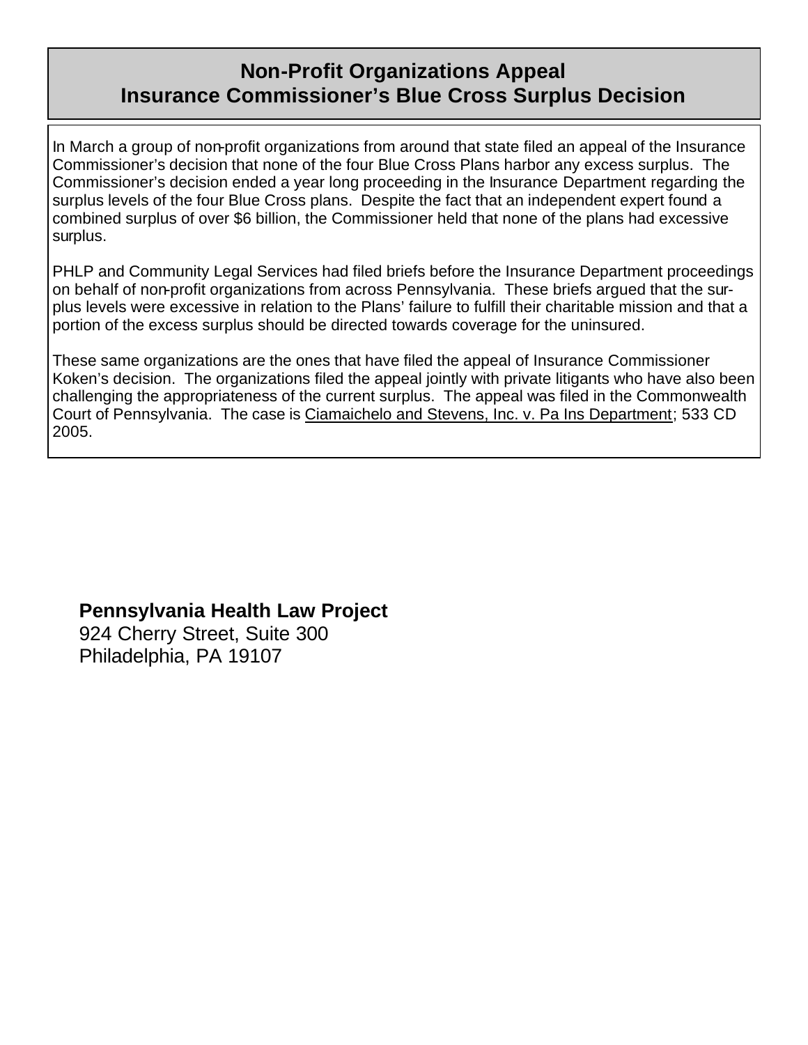## Non-Profit Organizations Appeal Insurance Commissioner's Blue Cross Surplus Decision

In March a group of non-profit organizations from around that state filed an appeal of the Insurance Commissioner's decision that none of the four Blue Cross Plans harbor any excess surplus. The Commissioner's decision ended a year long proceeding in the Insurance Department regarding the surplus levels of the four Blue Cross plans. Despite the fact that an independent expert found a combined surplus of over $6 billion, the Commissioner held that none of the plans had excessive surplus.

PHLP and Community Legal Services had filed briefs before the Insurance Department proceedings on behalf of non-profit organizations from across Pennsylvania. These briefs argued that the surplus levels were excessive in relation to the Plans' failure to fulfill their charitable mission and that a portion of the excess surplus should be directed towards coverage for the uninsured.

These same organizations are the ones that have filed the appeal of Insurance Commissioner Koken's decision. The organizations filed the appeal jointly with private litigants who have also been challenging the appropriateness of the current surplus. The appeal was filed in the Commonwealth Court of Pennsylvania. The case is Ciamaichelo and Stevens, Inc. v. Pa Ins Department; 533 CD 2005.

**Pennsylvania Health Law Project**
924 Cherry Street, Suite 300
Philadelphia, PA 19107